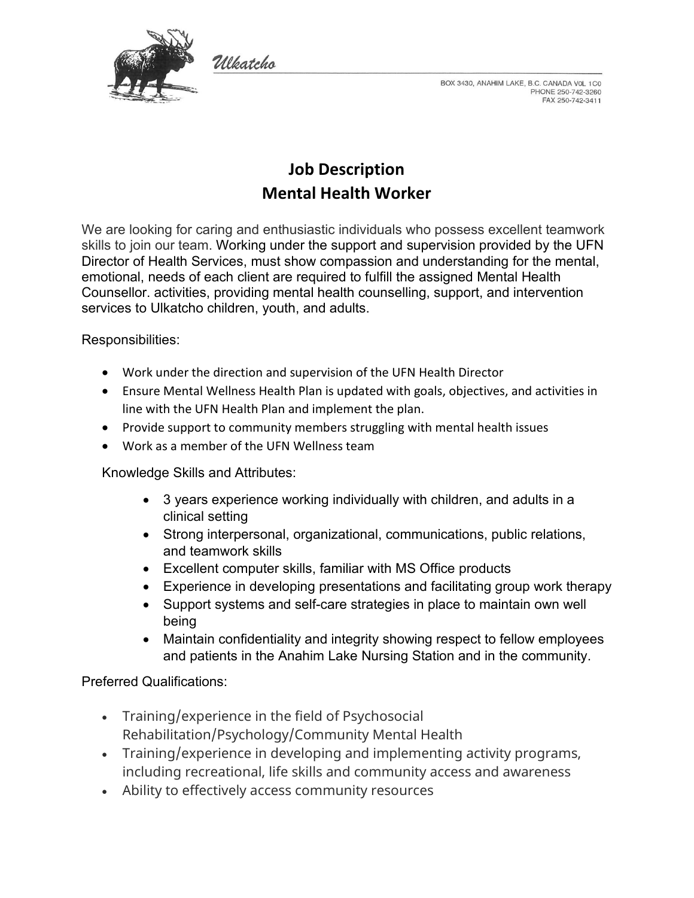Ulkatcho

BOX 3430, ANAHIM LAKE, B.C. CANADA V0L 1C0
PHONE 250-742-3260
FAX 250-742-3411

# Job Description
# Mental Health Worker

We are looking for caring and enthusiastic individuals who possess excellent teamwork skills to join our team. Working under the support and supervision provided by the UFN Director of Health Services, must show compassion and understanding for the mental, emotional, needs of each client are required to fulfill the assigned Mental Health Counsellor. activities, providing mental health counselling, support, and intervention services to Ulkatcho children, youth, and adults.

Responsibilities:

- Work under the direction and supervision of the UFN Health Director
- Ensure Mental Wellness Health Plan is updated with goals, objectives, and activities in line with the UFN Health Plan and implement the plan.
- Provide support to community members struggling with mental health issues
- Work as a member of the UFN Wellness team

Knowledge Skills and Attributes:

- 3 years experience working individually with children, and adults in a clinical setting
- Strong interpersonal, organizational, communications, public relations, and teamwork skills
- Excellent computer skills, familiar with MS Office products
- Experience in developing presentations and facilitating group work therapy
- Support systems and self-care strategies in place to maintain own well being
- Maintain confidentiality and integrity showing respect to fellow employees and patients in the Anahim Lake Nursing Station and in the community.

Preferred Qualifications:

- Training/experience in the field of Psychosocial Rehabilitation/Psychology/Community Mental Health
- Training/experience in developing and implementing activity programs, including recreational, life skills and community access and awareness
- Ability to effectively access community resources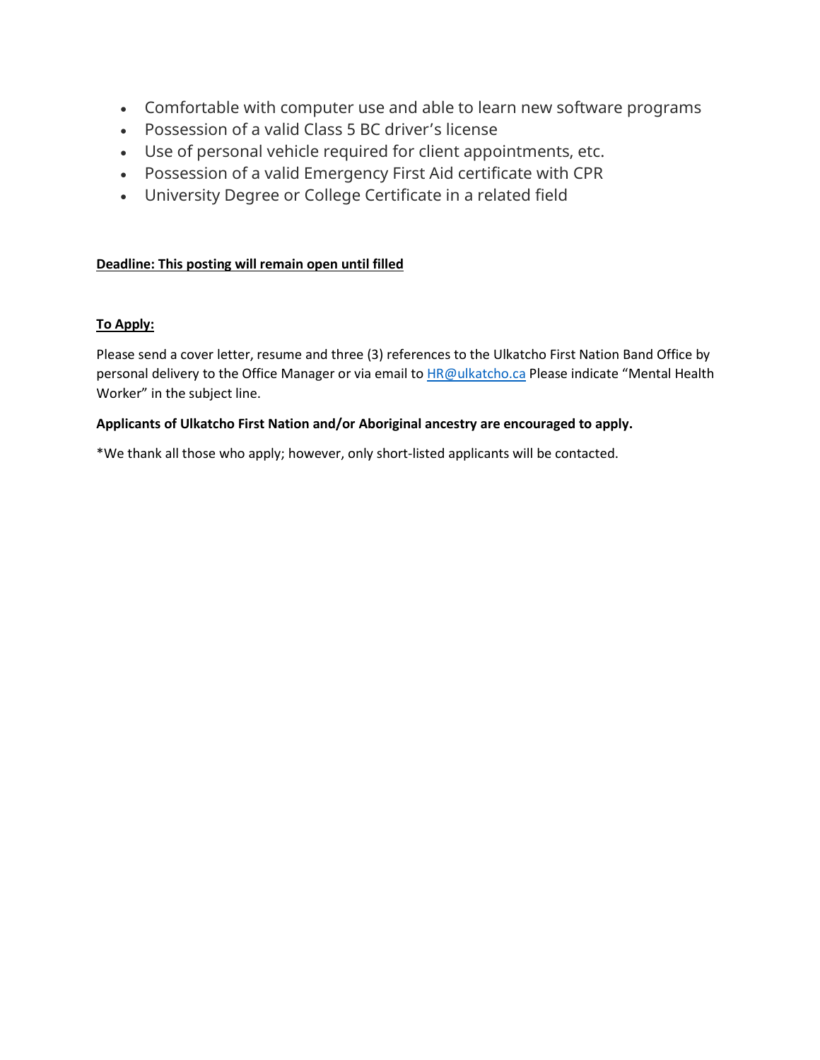- Comfortable with computer use and able to learn new software programs
- Possession of a valid Class 5 BC driver's license
- Use of personal vehicle required for client appointments, etc.
- Possession of a valid Emergency First Aid certificate with CPR
- University Degree or College Certificate in a related field

**Deadline: This posting will remain open until filled**

**To Apply:**

Please send a cover letter, resume and three (3) references to the Ulkatcho First Nation Band Office by personal delivery to the Office Manager or via email to HR@ulkatcho.ca Please indicate "Mental Health Worker" in the subject line.

**Applicants of Ulkatcho First Nation and/or Aboriginal ancestry are encouraged to apply.**

*We thank all those who apply; however, only short-listed applicants will be contacted.